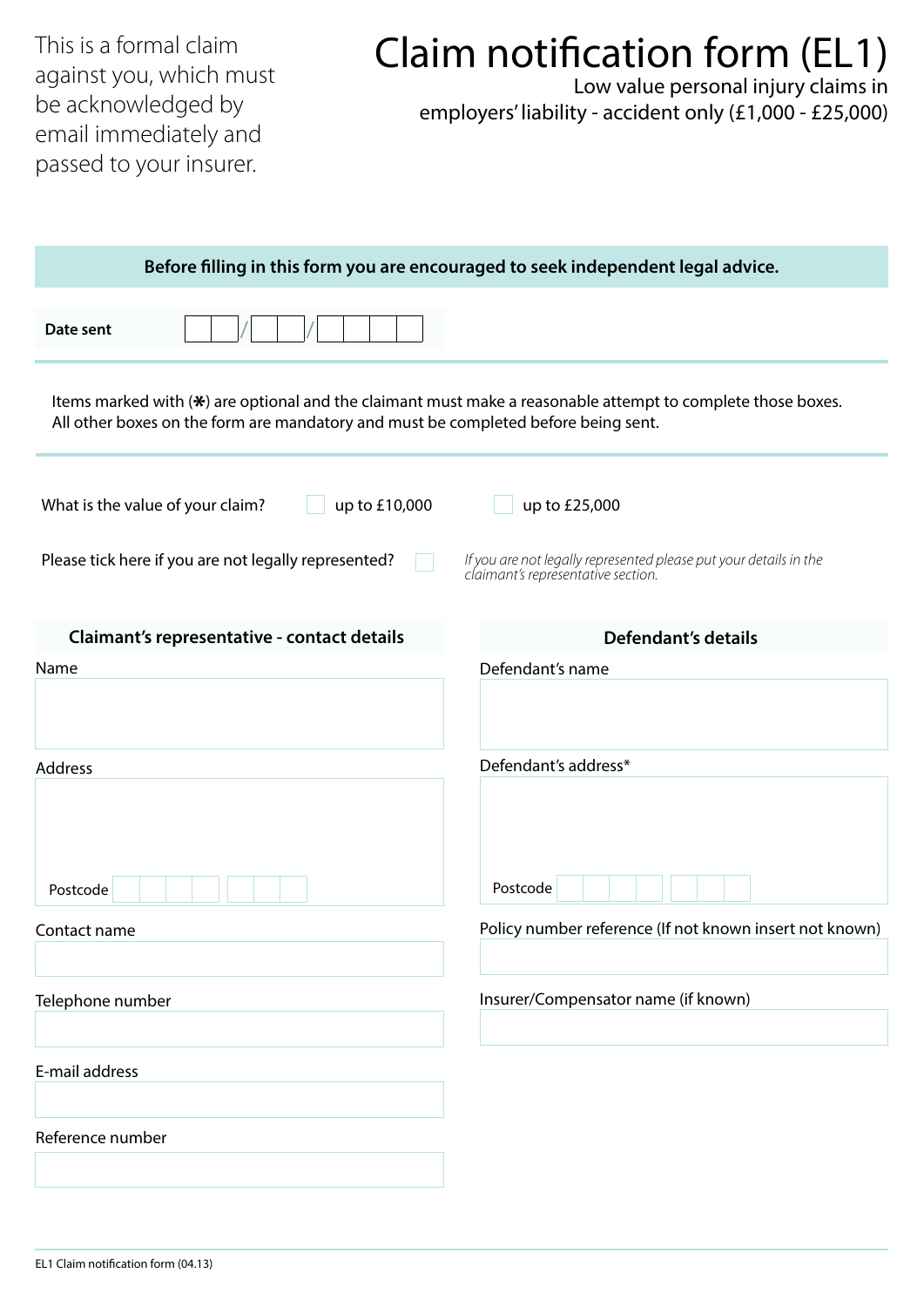This is a formal claim against you, which must be acknowledged by email immediately and passed to your insurer.

# Claim notification form (EL1)

Low value personal injury claims in employers' liability - accident only (£1,000 - £25,000)

**Before filling in this form you are encouraged to seek independent legal advice.**

**Date sent** ☐☐/☐☐/☐☐☐☐

Items marked with (✱) are optional and the claimant must make a reasonable attempt to complete those boxes. All other boxes on the form are mandatory and must be completed before being sent.

What is the value of your claim? ☐ up to £10,000 ☐ up to £25,000

Please tick here if you are not legally represented? ☐

*If you are not legally represented please put your details in the claimant's representative section.*

## Claimant's representative - contact details

Name

Address

Postcode

Contact name

Telephone number

E-mail address

Reference number

## Defendant's details

Defendant's name

Defendant's address*

Postcode

Policy number reference (If not known insert not known)

Insurer/Compensator name (if known)

EL1 Claim notification form (04.13)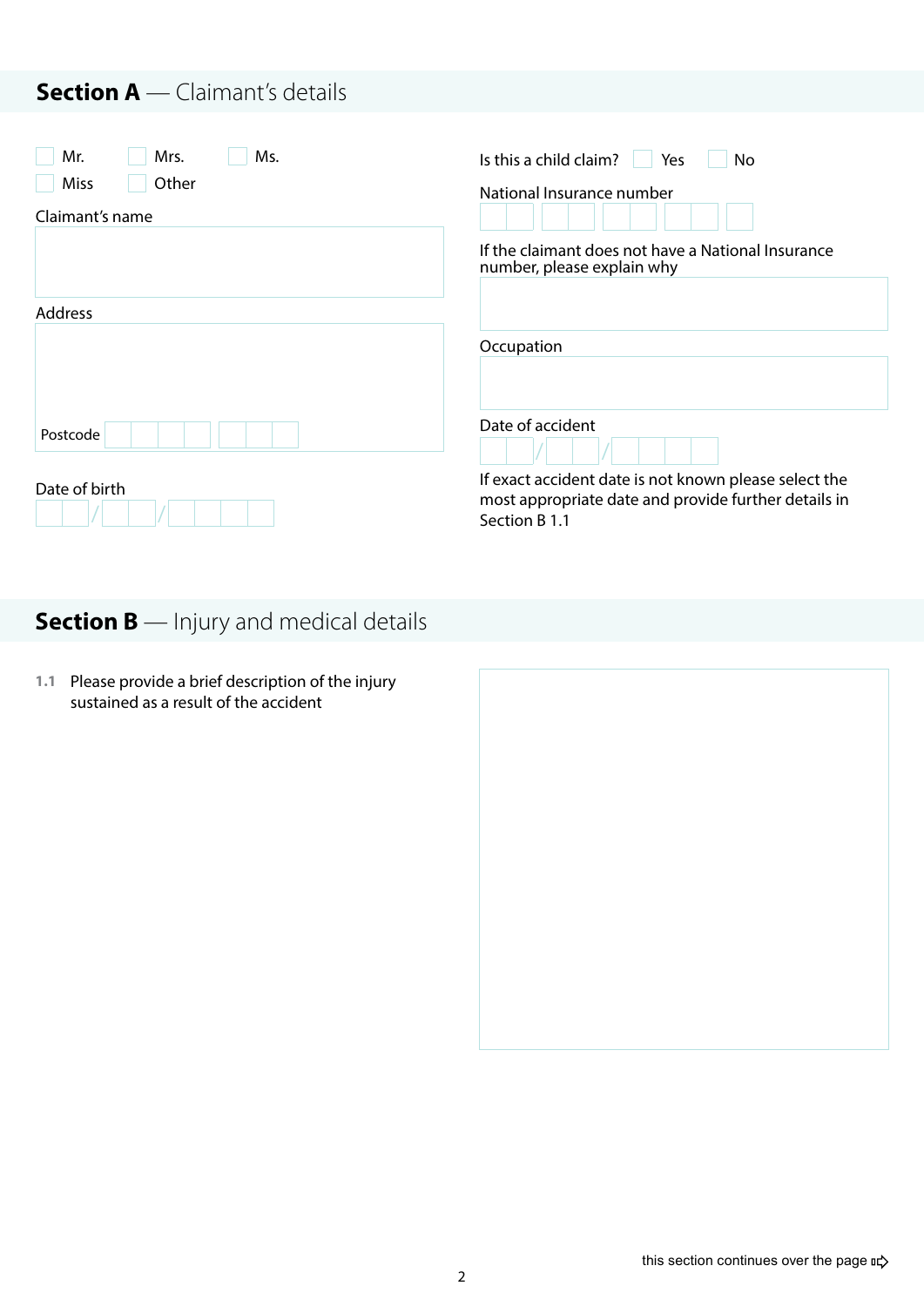## **Section A** — Claimant's details

☐ Mr. ☐ Mrs. ☐ Ms.
☐ Miss ☐ Other

Claimant's name

Address

Postcode

Date of birth

Is this a child claim? ☐ Yes ☐ No

National Insurance number

If the claimant does not have a National Insurance number, please explain why

Occupation

Date of accident

If exact accident date is not known please select the most appropriate date and provide further details in Section B 1.1

## **Section B** — Injury and medical details

**1.1** Please provide a brief description of the injury sustained as a result of the accident

this section continues over the page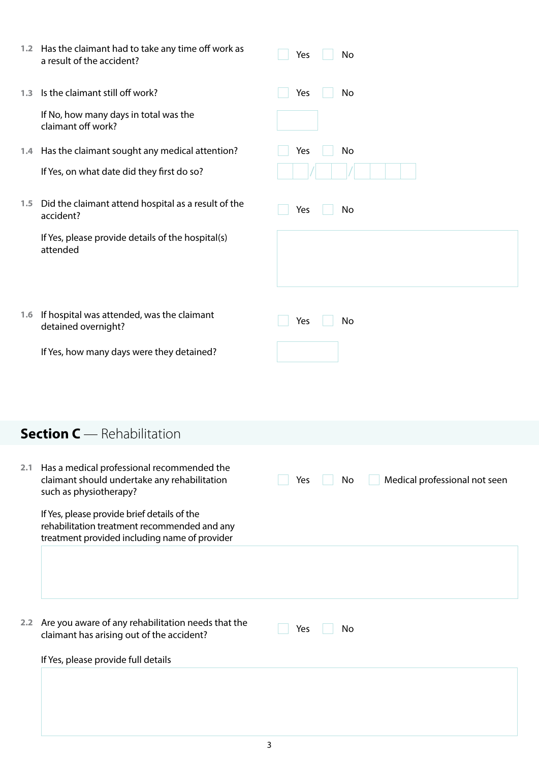**1.2** Has the claimant had to take any time off work as a result of the accident?

☐ Yes ☐ No

**1.3** Is the claimant still off work?

☐ Yes ☐ No

If No, how many days in total was the claimant off work?

**1.4** Has the claimant sought any medical attention?

☐ Yes ☐ No

If Yes, on what date did they first do so?

__ __ / __ __ / __ __ __ __

**1.5** Did the claimant attend hospital as a result of the accident?

☐ Yes ☐ No

If Yes, please provide details of the hospital(s) attended

**1.6** If hospital was attended, was the claimant detained overnight?

☐ Yes ☐ No

If Yes, how many days were they detained?

## Section C — Rehabilitation

**2.1** Has a medical professional recommended the claimant should undertake any rehabilitation such as physiotherapy?

☐ Yes ☐ No ☐ Medical professional not seen

If Yes, please provide brief details of the rehabilitation treatment recommended and any treatment provided including name of provider

**2.2** Are you aware of any rehabilitation needs that the claimant has arising out of the accident?

☐ Yes ☐ No

If Yes, please provide full details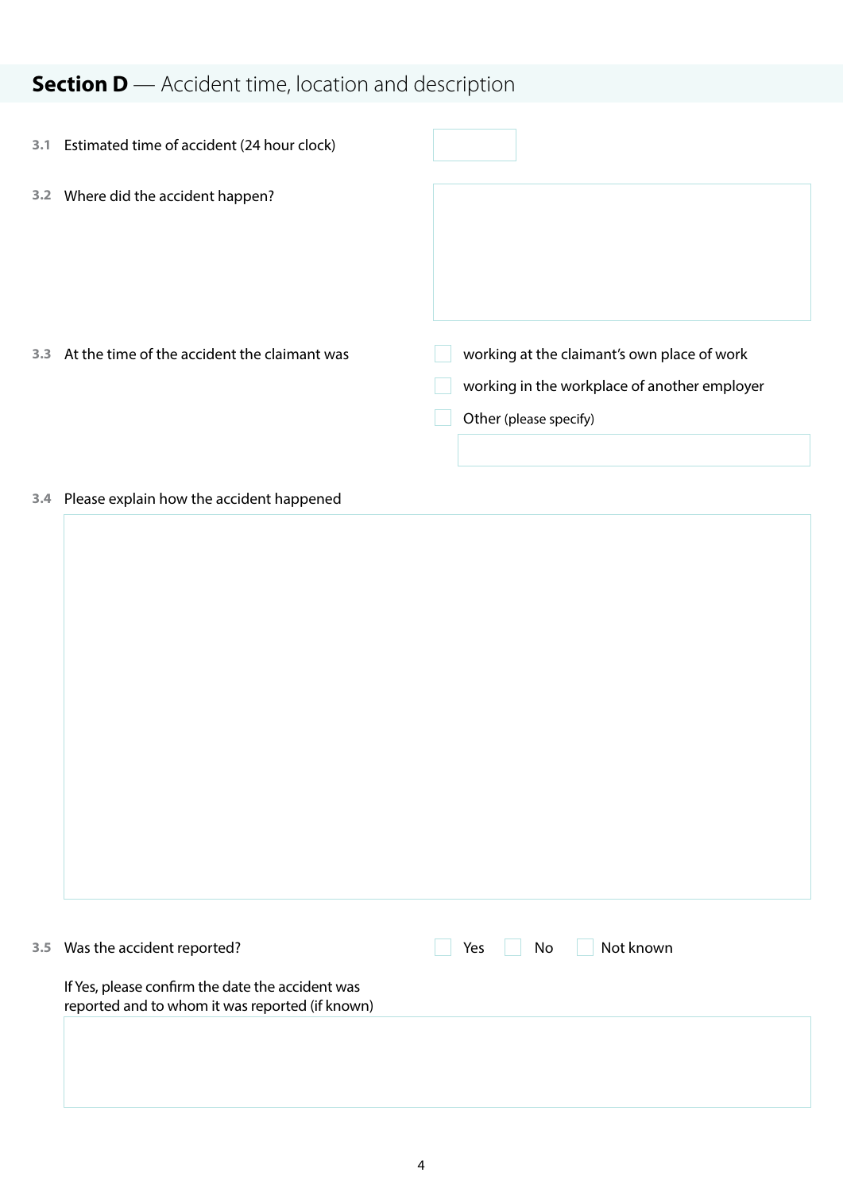## **Section D** — Accident time, location and description

**3.1** Estimated time of accident (24 hour clock)

**3.2** Where did the accident happen?

**3.3** At the time of the accident the claimant was

- ☐ working at the claimant's own place of work
- ☐ working in the workplace of another employer
- ☐ Other (please specify)

**3.4** Please explain how the accident happened

**3.5** Was the accident reported? ☐ Yes ☐ No ☐ Not known

If Yes, please confirm the date the accident was reported and to whom it was reported (if known)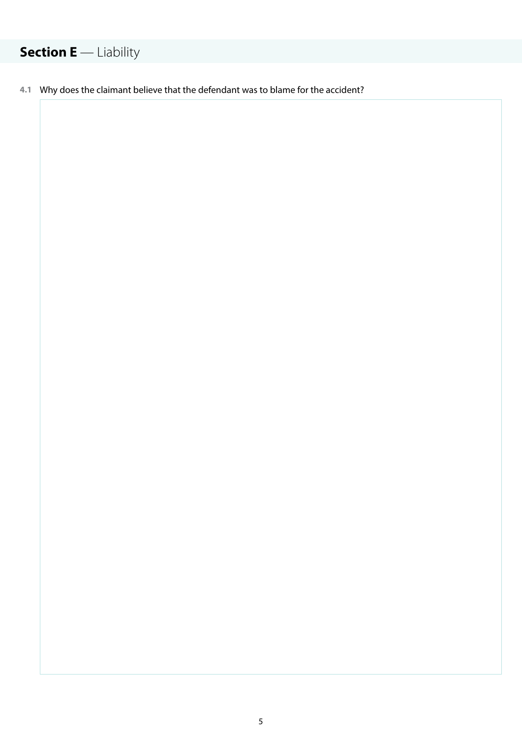## **Section E** — Liability

**4.1** Why does the claimant believe that the defendant was to blame for the accident?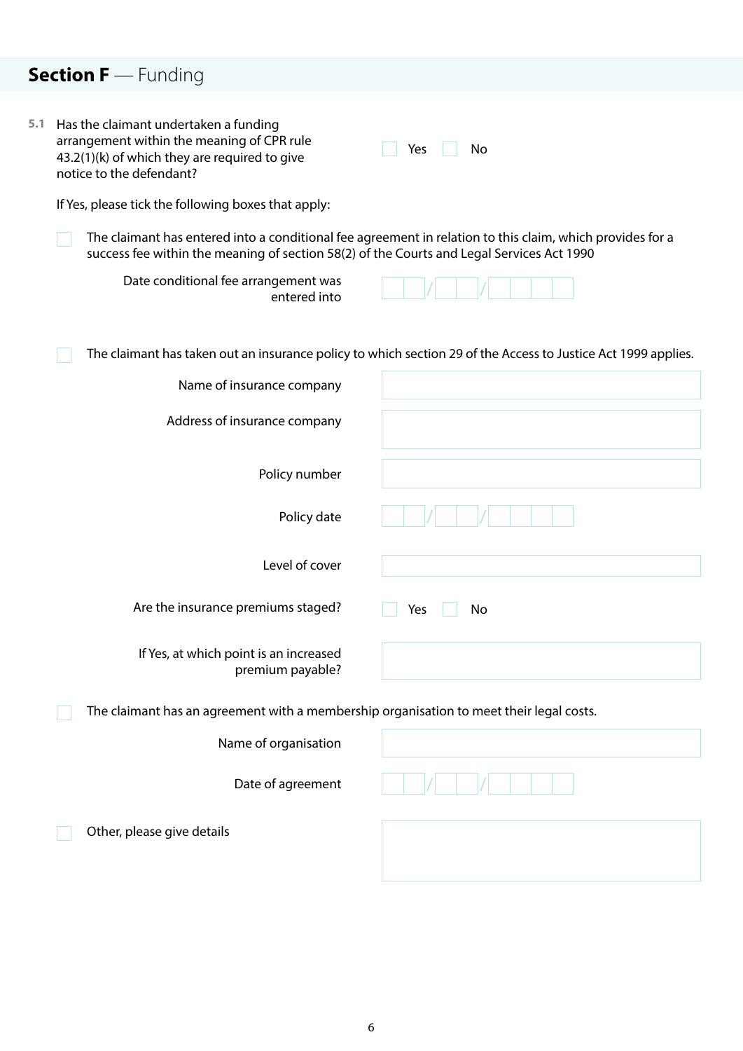## **Section F** — Funding

**5.1** Has the claimant undertaken a funding arrangement within the meaning of CPR rule 43.2(1)(k) of which they are required to give notice to the defendant?

☐ Yes ☐ No

If Yes, please tick the following boxes that apply:

☐ The claimant has entered into a conditional fee agreement in relation to this claim, which provides for a success fee within the meaning of section 58(2) of the Courts and Legal Services Act 1990

Date conditional fee arrangement was entered into: \_\_ / \_\_ / \_\_\_\_

☐ The claimant has taken out an insurance policy to which section 29 of the Access to Justice Act 1999 applies.

Name of insurance company:

Address of insurance company:

Policy number:

Policy date: \_\_ / \_\_ / \_\_\_\_

Level of cover:

Are the insurance premiums staged? ☐ Yes ☐ No

If Yes, at which point is an increased premium payable?

☐ The claimant has an agreement with a membership organisation to meet their legal costs.

Name of organisation:

Date of agreement: \_\_ / \_\_ / \_\_\_\_

☐ Other, please give details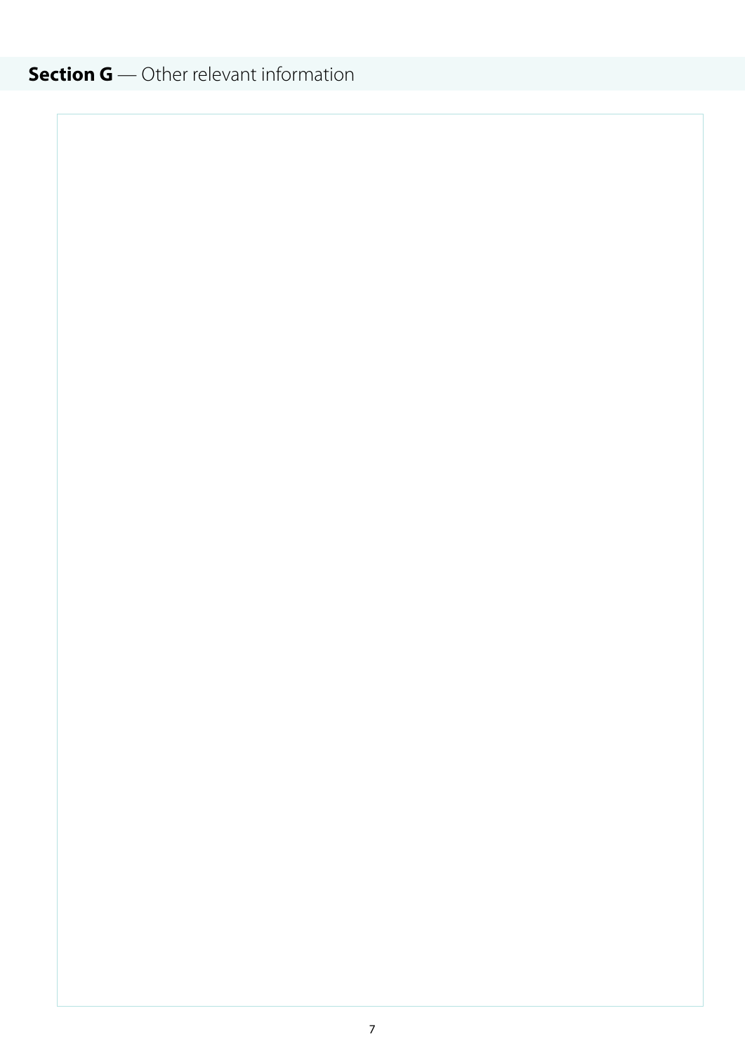## **Section G** — Other relevant information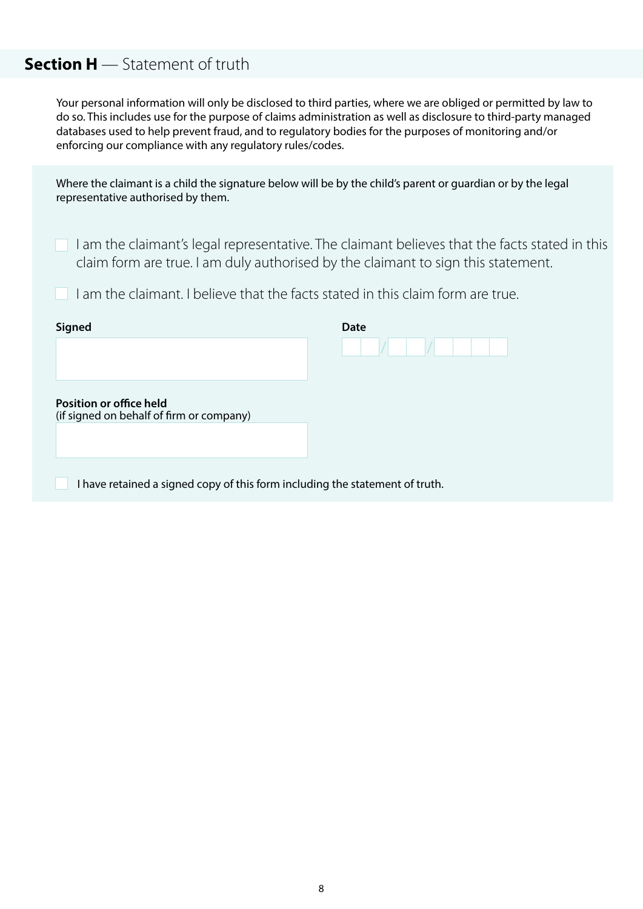## **Section H** — Statement of truth

Your personal information will only be disclosed to third parties, where we are obliged or permitted by law to do so. This includes use for the purpose of claims administration as well as disclosure to third-party managed databases used to help prevent fraud, and to regulatory bodies for the purposes of monitoring and/or enforcing our compliance with any regulatory rules/codes.

Where the claimant is a child the signature below will be by the child's parent or guardian or by the legal representative authorised by them.

- [ ] I am the claimant's legal representative. The claimant believes that the facts stated in this claim form are true. I am duly authorised by the claimant to sign this statement.
- [ ] I am the claimant. I believe that the facts stated in this claim form are true.

**Signed**

**Date** \_\_ \_\_ / \_\_ \_\_ / \_\_ \_\_ \_\_ \_\_

**Position or office held**
(if signed on behalf of firm or company)

- [ ] I have retained a signed copy of this form including the statement of truth.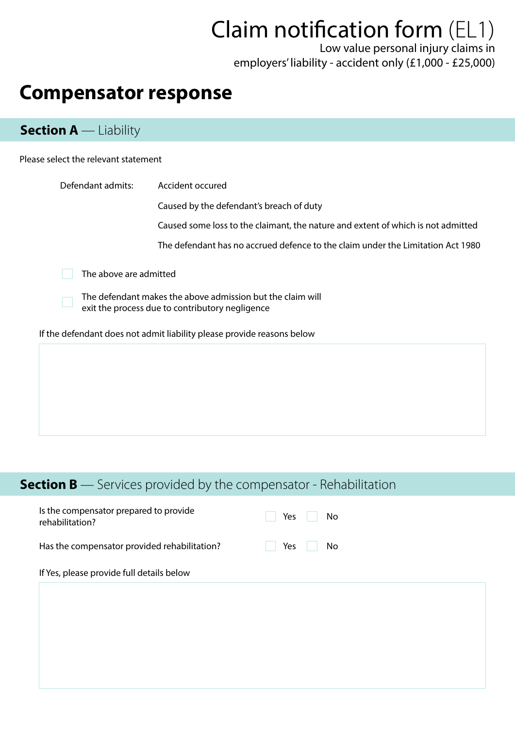# Claim notification form (EL1)

Low value personal injury claims in employers' liability - accident only (£1,000 - £25,000)

## Compensator response

### Section A — Liability

Please select the relevant statement

Defendant admits:

- Accident occured
- Caused by the defendant's breach of duty
- Caused some loss to the claimant, the nature and extent of which is not admitted
- The defendant has no accrued defence to the claim under the Limitation Act 1980

☐ The above are admitted

☐ The defendant makes the above admission but the claim will exit the process due to contributory negligence

If the defendant does not admit liability please provide reasons below

### Section B — Services provided by the compensator - Rehabilitation

Is the compensator prepared to provide rehabilitation? ☐ Yes ☐ No

Has the compensator provided rehabilitation? ☐ Yes ☐ No

If Yes, please provide full details below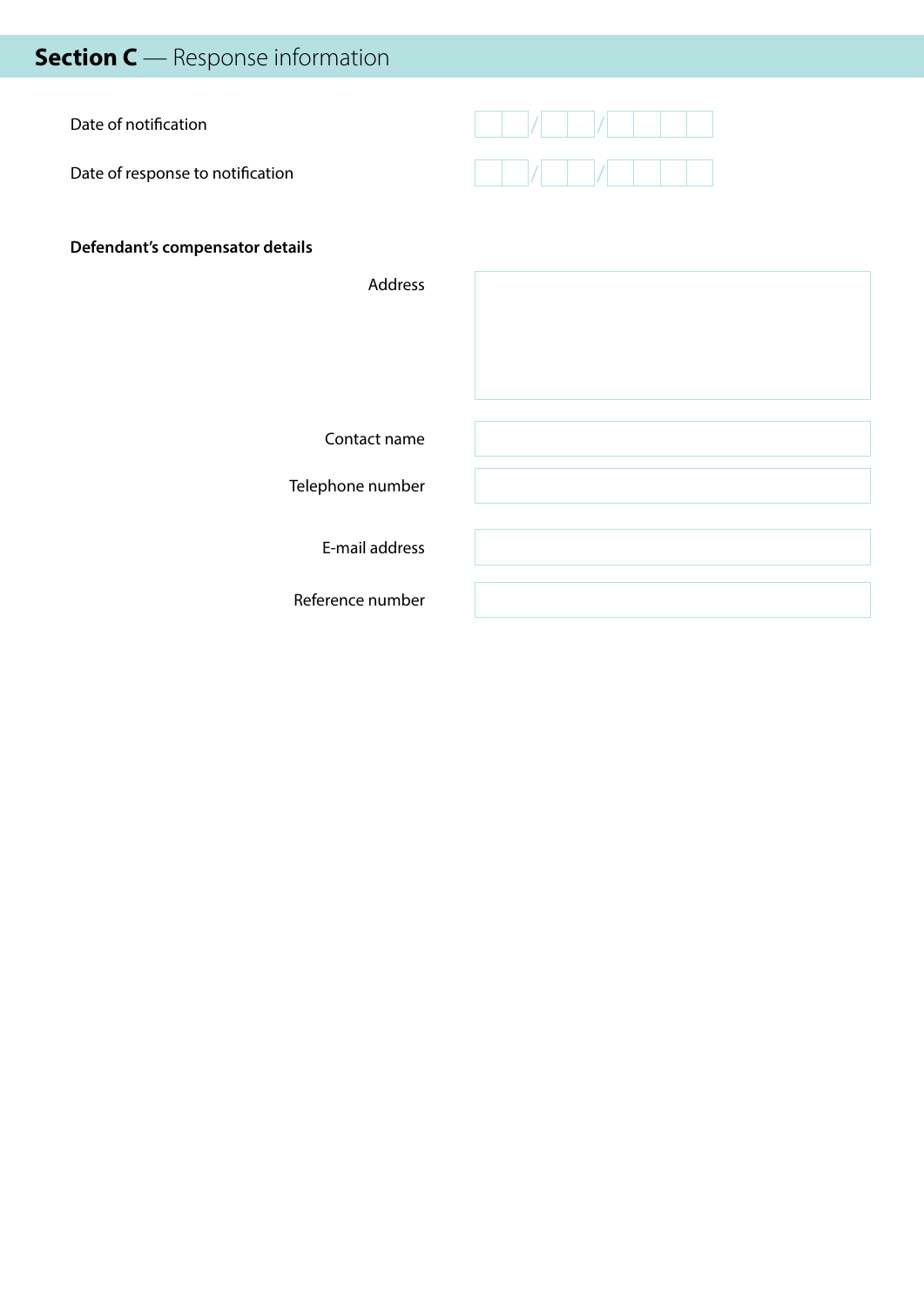## **Section C** — Response information

| | |
|---|---|
| Date of notification | __ __ / __ __ / __ __ __ __ |
| Date of response to notification | __ __ / __ __ / __ __ __ __ |

**Defendant's compensator details**

| | |
|---|---|
| Address | |
| Contact name | |
| Telephone number | |
| E-mail address | |
| Reference number | |